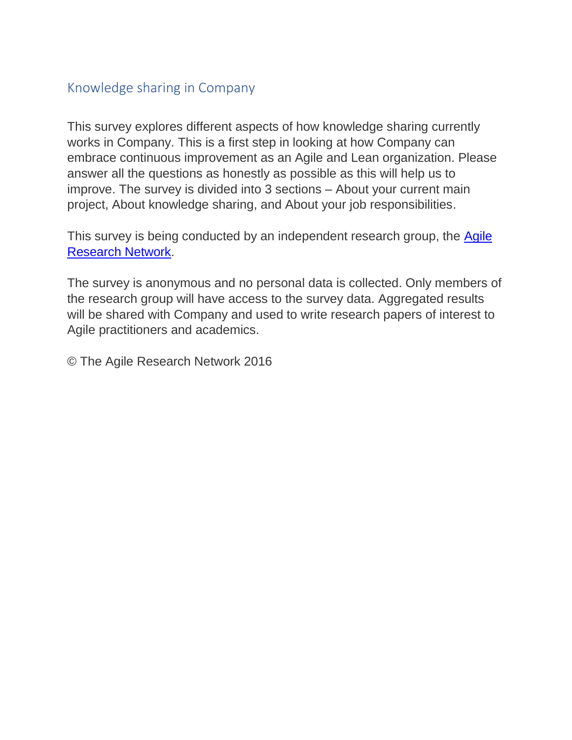# Knowledge sharing in Company

This survey explores different aspects of how knowledge sharing currently works in Company. This is a first step in looking at how Company can embrace continuous improvement as an Agile and Lean organization. Please answer all the questions as honestly as possible as this will help us to improve. The survey is divided into 3 sections – About your current main project, About knowledge sharing, and About your job responsibilities.

This survey is being conducted by an independent research group, the Agile Research Network.

The survey is anonymous and no personal data is collected. Only members of the research group will have access to the survey data. Aggregated results will be shared with Company and used to write research papers of interest to Agile practitioners and academics.

© The Agile Research Network 2016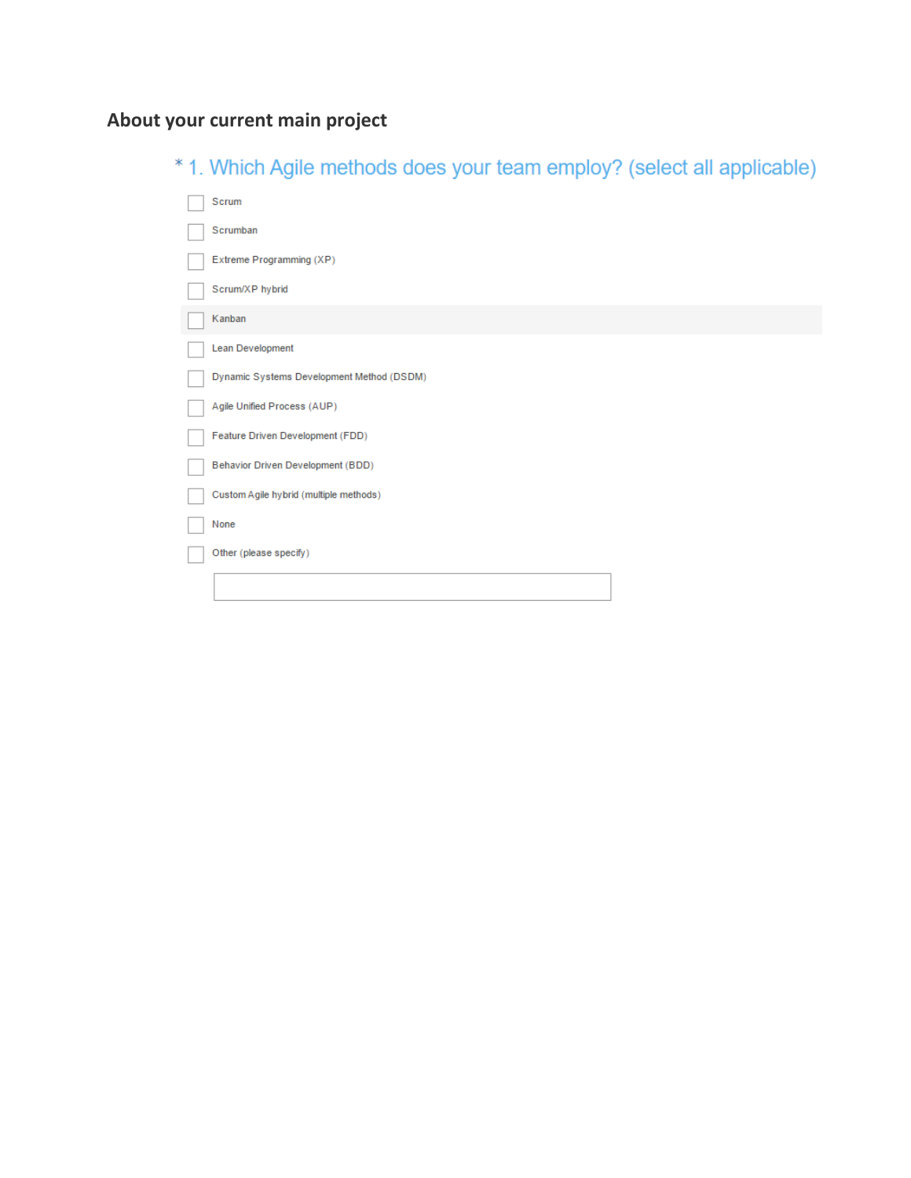## About your current main project

### * 1. Which Agile methods does your team employ? (select all applicable)

- [ ] Scrum
- [ ] Scrumban
- [ ] Extreme Programming (XP)
- [ ] Scrum/XP hybrid
- [ ] Kanban
- [ ] Lean Development
- [ ] Dynamic Systems Development Method (DSDM)
- [ ] Agile Unified Process (AUP)
- [ ] Feature Driven Development (FDD)
- [ ] Behavior Driven Development (BDD)
- [ ] Custom Agile hybrid (multiple methods)
- [ ] None
- [ ] Other (please specify)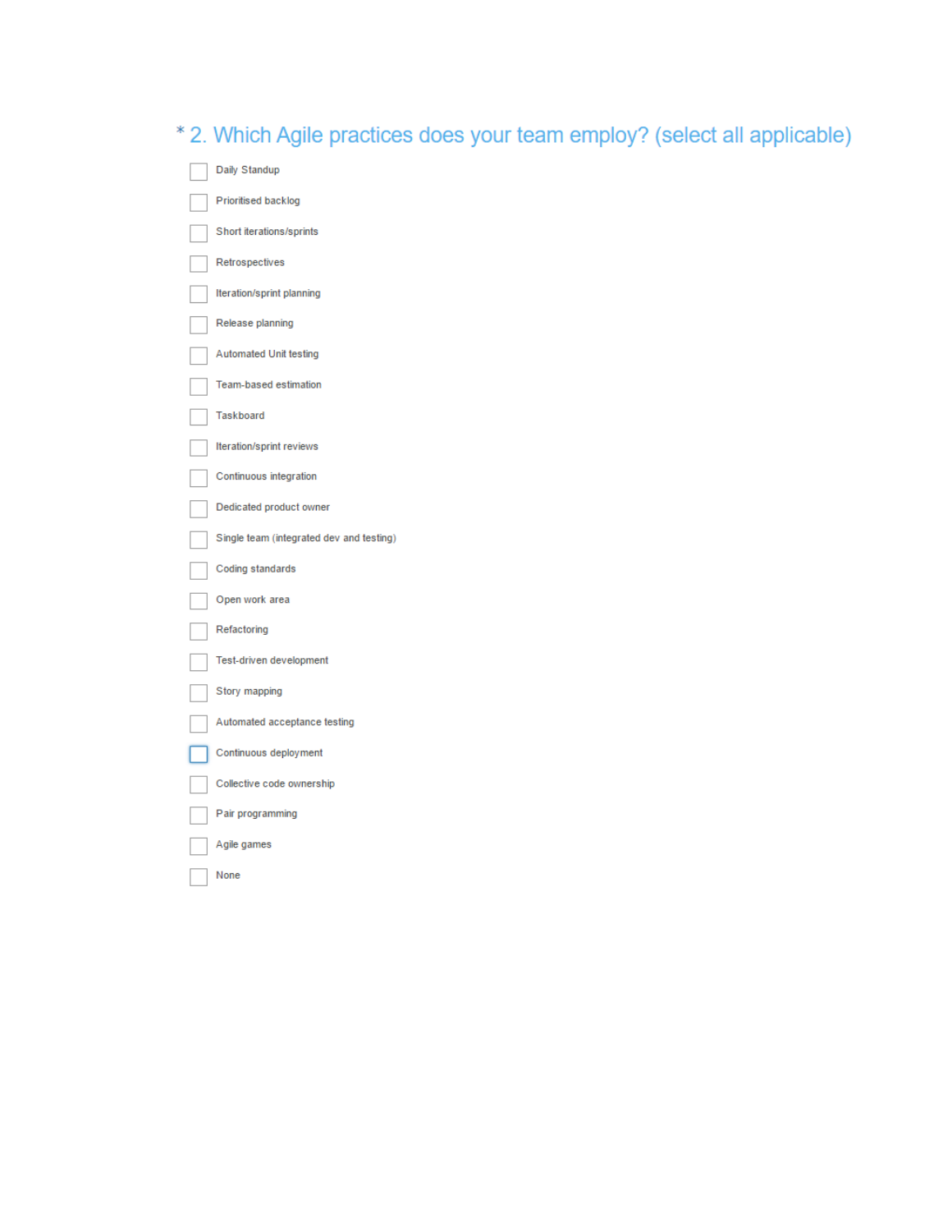## * 2. Which Agile practices does your team employ? (select all applicable)

- [ ] Daily Standup
- [ ] Prioritised backlog
- [ ] Short iterations/sprints
- [ ] Retrospectives
- [ ] Iteration/sprint planning
- [ ] Release planning
- [ ] Automated Unit testing
- [ ] Team-based estimation
- [ ] Taskboard
- [ ] Iteration/sprint reviews
- [ ] Continuous integration
- [ ] Dedicated product owner
- [ ] Single team (integrated dev and testing)
- [ ] Coding standards
- [ ] Open work area
- [ ] Refactoring
- [ ] Test-driven development
- [ ] Story mapping
- [ ] Automated acceptance testing
- [ ] Continuous deployment
- [ ] Collective code ownership
- [ ] Pair programming
- [ ] Agile games
- [ ] None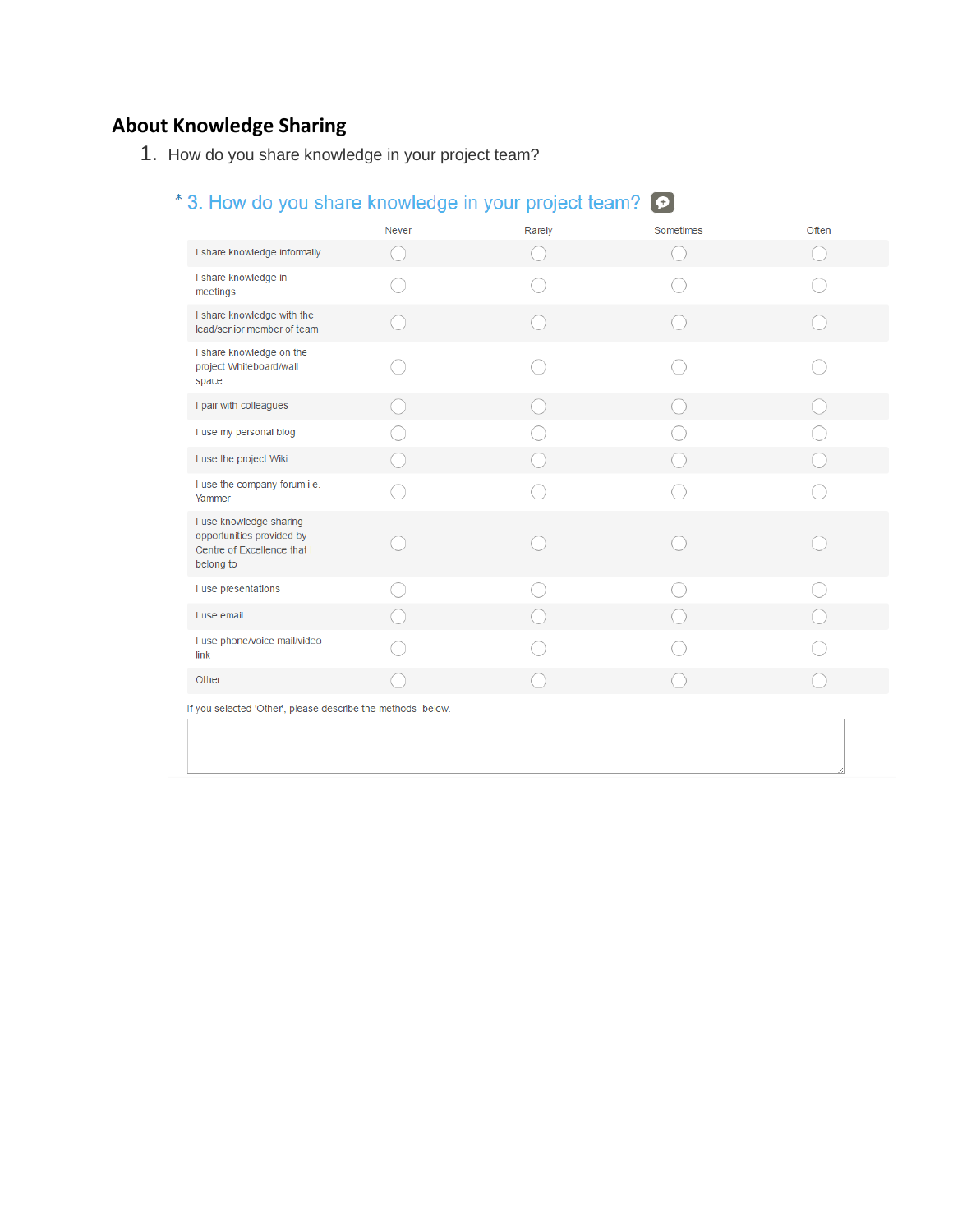## About Knowledge Sharing

1. How do you share knowledge in your project team?

\* 3. How do you share knowledge in your project team?

| | Never | Rarely | Sometimes | Often |
|---|---|---|---|---|
| I share knowledge informally | ◯ | ◯ | ◯ | ◯ |
| I share knowledge in meetings | ◯ | ◯ | ◯ | ◯ |
| I share knowledge with the lead/senior member of team | ◯ | ◯ | ◯ | ◯ |
| I share knowledge on the project Whiteboard/wall space | ◯ | ◯ | ◯ | ◯ |
| I pair with colleagues | ◯ | ◯ | ◯ | ◯ |
| I use my personal blog | ◯ | ◯ | ◯ | ◯ |
| I use the project Wiki | ◯ | ◯ | ◯ | ◯ |
| I use the company forum i.e. Yammer | ◯ | ◯ | ◯ | ◯ |
| I use knowledge sharing opportunities provided by Centre of Excellence that I belong to | ◯ | ◯ | ◯ | ◯ |
| I use presentations | ◯ | ◯ | ◯ | ◯ |
| I use email | ◯ | ◯ | ◯ | ◯ |
| I use phone/voice mail/video link | ◯ | ◯ | ◯ | ◯ |
| Other | ◯ | ◯ | ◯ | ◯ |

If you selected 'Other', please describe the methods below.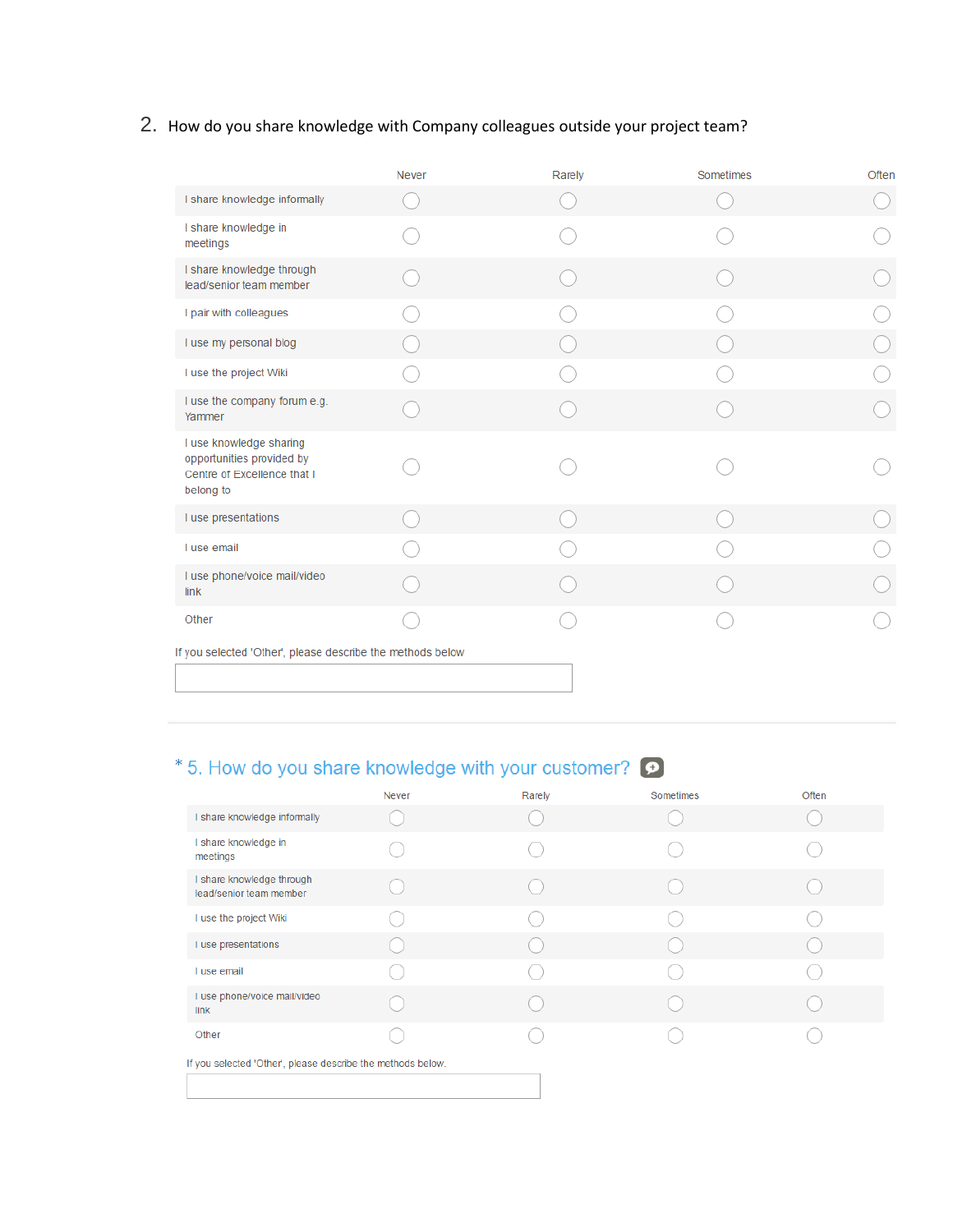2. How do do you share knowledge with Company colleagues outside your project team?

| | Never | Rarely | Sometimes | Often |
|---|---|---|---|---|
| I share knowledge informally | ○ | ○ | ○ | ○ |
| I share knowledge in meetings | ○ | ○ | ○ | ○ |
| I share knowledge through lead/senior team member | ○ | ○ | ○ | ○ |
| I pair with colleagues | ○ | ○ | ○ | ○ |
| I use my personal blog | ○ | ○ | ○ | ○ |
| I use the project Wiki | ○ | ○ | ○ | ○ |
| I use the company forum e.g. Yammer | ○ | ○ | ○ | ○ |
| I use knowledge sharing opportunities provided by Centre of Excellence that I belong to | ○ | ○ | ○ | ○ |
| I use presentations | ○ | ○ | ○ | ○ |
| I use email | ○ | ○ | ○ | ○ |
| I use phone/voice mail/video link | ○ | ○ | ○ | ○ |
| Other | ○ | ○ | ○ | ○ |

If you selected 'Other', please describe the methods below

\_\_\_\_\_\_\_\_\_\_\_\_\_\_\_\_\_\_\_\_\_\_\_\_\_\_\_\_\_\_

\* 5. How do you share knowledge with your customer?

| | Never | Rarely | Sometimes | Often |
|---|---|---|---|---|
| I share knowledge informally | ○ | ○ | ○ | ○ |
| I share knowledge in meetings | ○ | ○ | ○ | ○ |
| I share knowledge through lead/senior team member | ○ | ○ | ○ | ○ |
| I use the project Wiki | ○ | ○ | ○ | ○ |
| I use presentations | ○ | ○ | ○ | ○ |
| I use email | ○ | ○ | ○ | ○ |
| I use phone/voice mail/video link | ○ | ○ | ○ | ○ |
| Other | ○ | ○ | ○ | ○ |

If you selected 'Other', please describe the methods below.

\_\_\_\_\_\_\_\_\_\_\_\_\_\_\_\_\_\_\_\_\_\_\_\_\_\_\_\_\_\_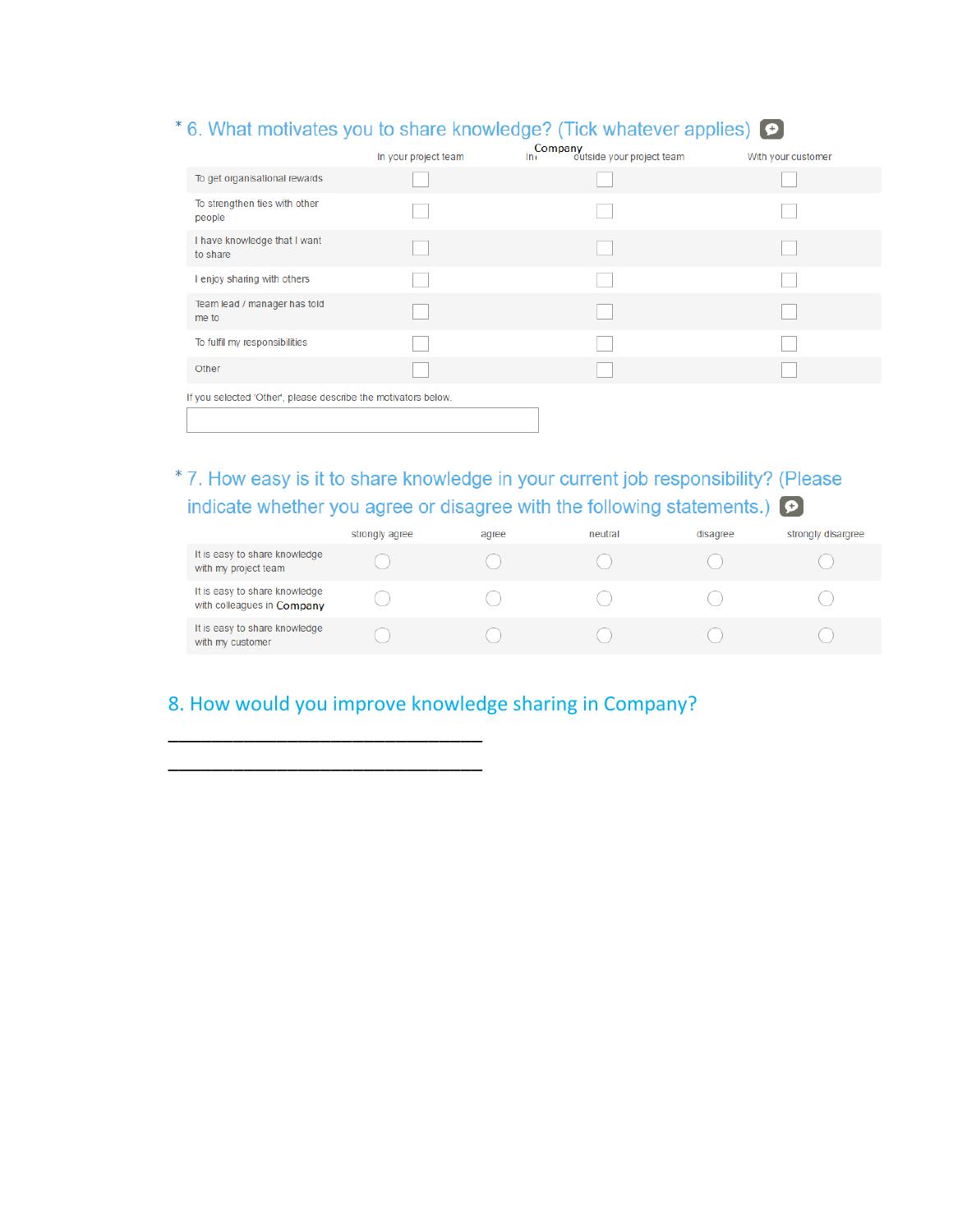\* 6. What motivates you to share knowledge? (Tick whatever applies)

| | In your project team | In Company outside your project team | With your customer |
|---|---|---|---|
| To get organisational rewards | ☐ | ☐ | ☐ |
| To strengthen ties with other people | ☐ | ☐ | ☐ |
| I have knowledge that I want to share | ☐ | ☐ | ☐ |
| I enjoy sharing with others | ☐ | ☐ | ☐ |
| Team lead / manager has told me to | ☐ | ☐ | ☐ |
| To fulfil my responsibilities | ☐ | ☐ | ☐ |
| Other | ☐ | ☐ | ☐ |

If you selected 'Other', please describe the motivators below.

\* 7. How easy is it to share knowledge in your current job responsibility? (Please indicate whether you agree or disagree with the following statements.)

| | strongly agree | agree | neutral | disagree | strongly disargree |
|---|---|---|---|---|---|
| It is easy to share knowledge with my project team | ○ | ○ | ○ | ○ | ○ |
| It is easy to share knowledge with colleagues in Company | ○ | ○ | ○ | ○ | ○ |
| It is easy to share knowledge with my customer | ○ | ○ | ○ | ○ | ○ |

## 8. How would you improve knowledge sharing in Company?

\_\_\_\_\_\_\_\_\_\_\_\_\_\_\_\_\_\_\_\_\_\_\_\_\_\_\_\_\_\_\_\_\_\_\_\_

\_\_\_\_\_\_\_\_\_\_\_\_\_\_\_\_\_\_\_\_\_\_\_\_\_\_\_\_\_\_\_\_\_\_\_\_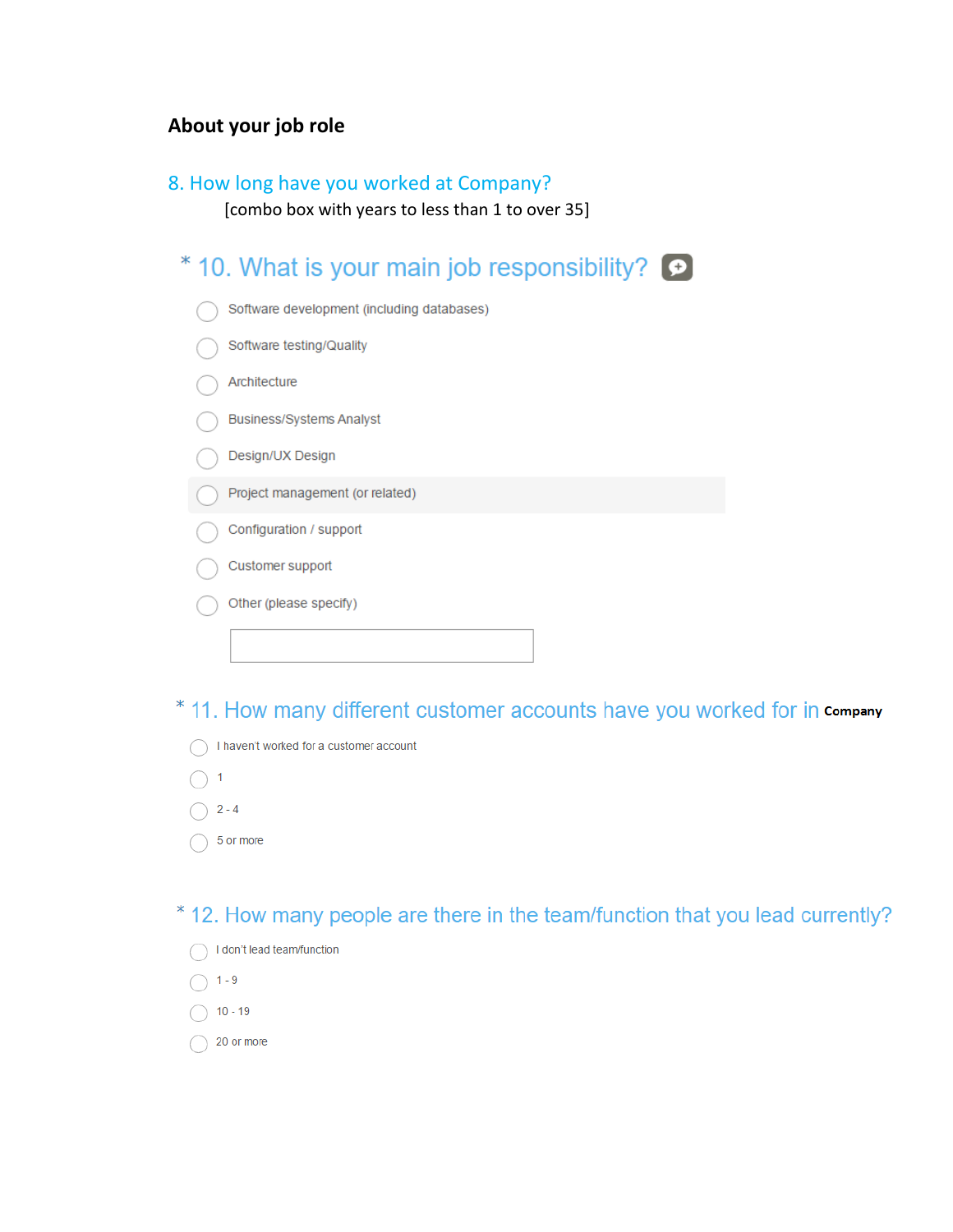**About your job role**

8. How long have you worked at Company?

[combo box with years to less than 1 to over 35]

* 10. What is your main job responsibility?

- Software development (including databases)
- Software testing/Quality
- Architecture
- Business/Systems Analyst
- Design/UX Design
- Project management (or related)
- Configuration / support
- Customer support
- Other (please specify)

* 11. How many different customer accounts have you worked for in **Company**

- I haven't worked for a customer account
- 1
- 2 - 4
- 5 or more

* 12. How many people are there in the team/function that you lead currently?

- I don't lead team/function
- 1 - 9
- 10 - 19
- 20 or more